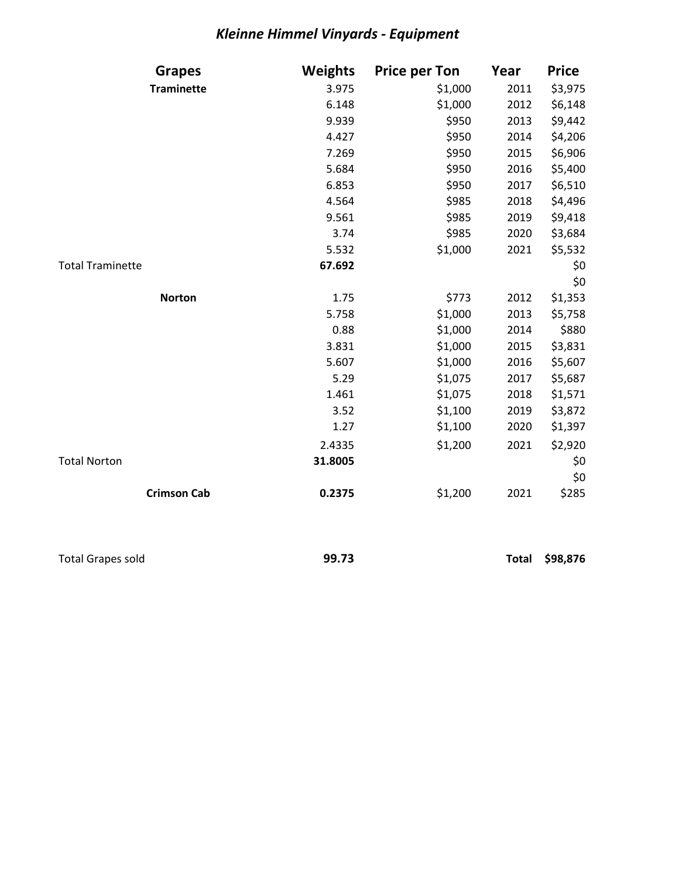# *Kleinne Himmel Vinyards - Equipment*

| Grapes | Weights | Price per Ton | Year | Price |
|---|---|---|---|---|
| **Traminette** | 3.975 | $1,000 | 2011 | $3,975 |
| | 6.148 | $1,000 | 2012 | $6,148 |
| | 9.939 | $950 | 2013 | $9,442 |
| | 4.427 | $950 | 2014 | $4,206 |
| | 7.269 | $950 | 2015 | $6,906 |
| | 5.684 | $950 | 2016 | $5,400 |
| | 6.853 | $950 | 2017 | $6,510 |
| | 4.564 | $985 | 2018 | $4,496 |
| | 9.561 | $985 | 2019 | $9,418 |
| | 3.74 | $985 | 2020 | $3,684 |
| | 5.532 | $1,000 | 2021 | $5,532 |
| Total Traminette | **67.692** | | | $0 |
| | | | | $0 |
| **Norton** | 1.75 | $773 | 2012 | $1,353 |
| | 5.758 | $1,000 | 2013 | $5,758 |
| | 0.88 | $1,000 | 2014 | $880 |
| | 3.831 | $1,000 | 2015 | $3,831 |
| | 5.607 | $1,000 | 2016 | $5,607 |
| | 5.29 | $1,075 | 2017 | $5,687 |
| | 1.461 | $1,075 | 2018 | $1,571 |
| | 3.52 | $1,100 | 2019 | $3,872 |
| | 1.27 | $1,100 | 2020 | $1,397 |
| | 2.4335 | $1,200 | 2021 | $2,920 |
| Total Norton | **31.8005** | | | $0 |
| | | | | $0 |
| **Crimson Cab** | **0.2375** | $1,200 | 2021 | $285 |
| | | | | |
| Total Grapes sold | **99.73** | | **Total** | **$98,876** |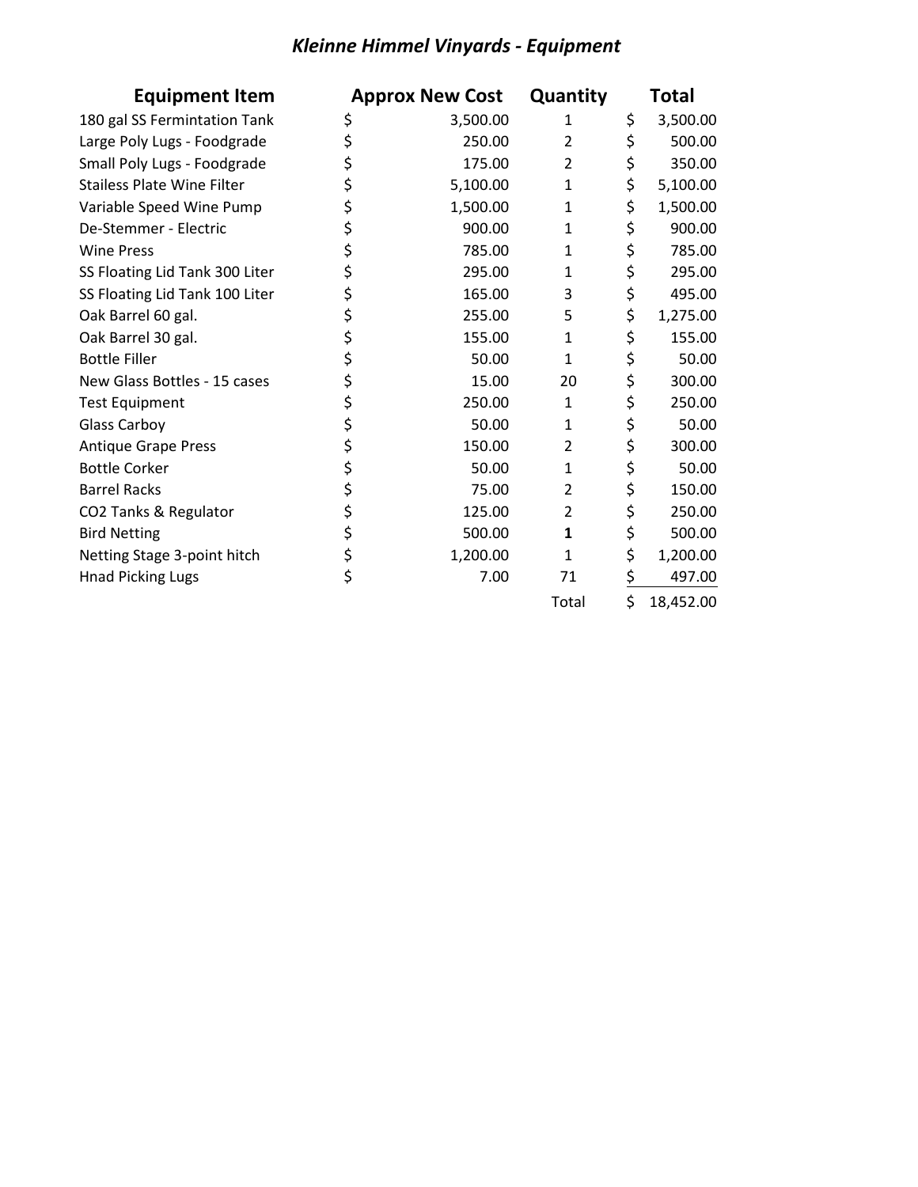# *Kleinne Himmel Vinyards - Equipment*

| Equipment Item | Approx New Cost | Quantity | Total |
|---|---|---|---|
| 180 gal SS Fermintation Tank | $ 3,500.00 | 1 | $ 3,500.00 |
| Large Poly Lugs - Foodgrade | $ 250.00 | 2 | $ 500.00 |
| Small Poly Lugs - Foodgrade | $ 175.00 | 2 | $ 350.00 |
| Stailess Plate Wine Filter | $ 5,100.00 | 1 | $ 5,100.00 |
| Variable Speed Wine Pump | $ 1,500.00 | 1 | $ 1,500.00 |
| De-Stemmer - Electric | $ 900.00 | 1 | $ 900.00 |
| Wine Press | $ 785.00 | 1 | $ 785.00 |
| SS Floating Lid Tank 300 Liter | $ 295.00 | 1 | $ 295.00 |
| SS Floating Lid Tank 100 Liter | $ 165.00 | 3 | $ 495.00 |
| Oak Barrel 60 gal. | $ 255.00 | 5 | $ 1,275.00 |
| Oak Barrel 30 gal. | $ 155.00 | 1 | $ 155.00 |
| Bottle Filler | $ 50.00 | 1 | $ 50.00 |
| New Glass Bottles - 15 cases | $ 15.00 | 20 | $ 300.00 |
| Test Equipment | $ 250.00 | 1 | $ 250.00 |
| Glass Carboy | $ 50.00 | 1 | $ 50.00 |
| Antique Grape Press | $ 150.00 | 2 | $ 300.00 |
| Bottle Corker | $ 50.00 | 1 | $ 50.00 |
| Barrel Racks | $ 75.00 | 2 | $ 150.00 |
| CO2 Tanks & Regulator | $ 125.00 | 2 | $ 250.00 |
| Bird Netting | $ 500.00 | **1** | $ 500.00 |
| Netting Stage 3-point hitch | $ 1,200.00 | 1 | $ 1,200.00 |
| Hnad Picking Lugs | $ 7.00 | 71 | $ 497.00 |
| | | Total | $ 18,452.00 |